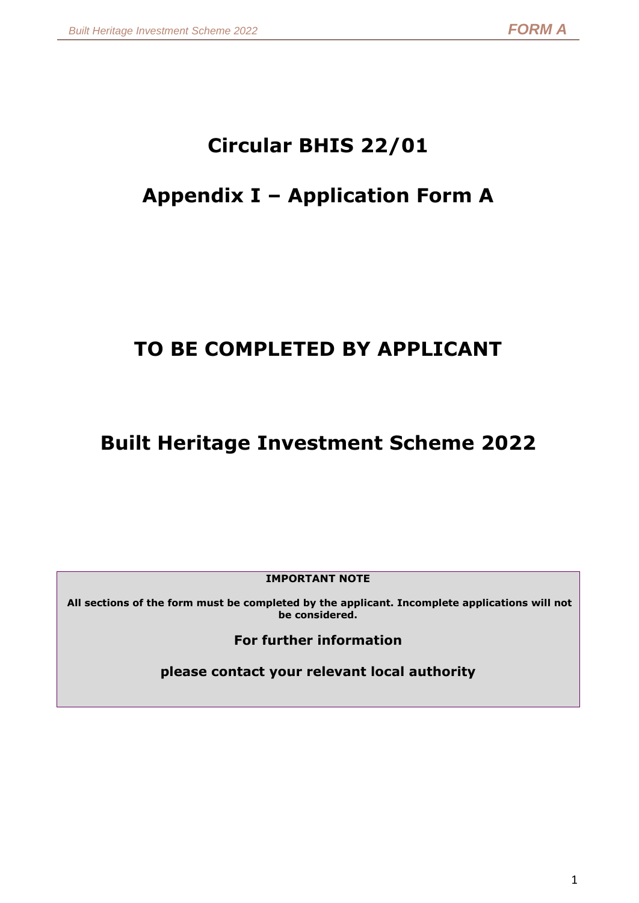# Circular BHIS 22/01

# Appendix I – Application Form A

# TO BE COMPLETED BY APPLICANT

# Built Heritage Investment Scheme 2022

**IMPORTANT NOTE**

**All sections of the form must be completed by the applicant. Incomplete applications will not be considered.**

**For further information**

**please contact your relevant local authority**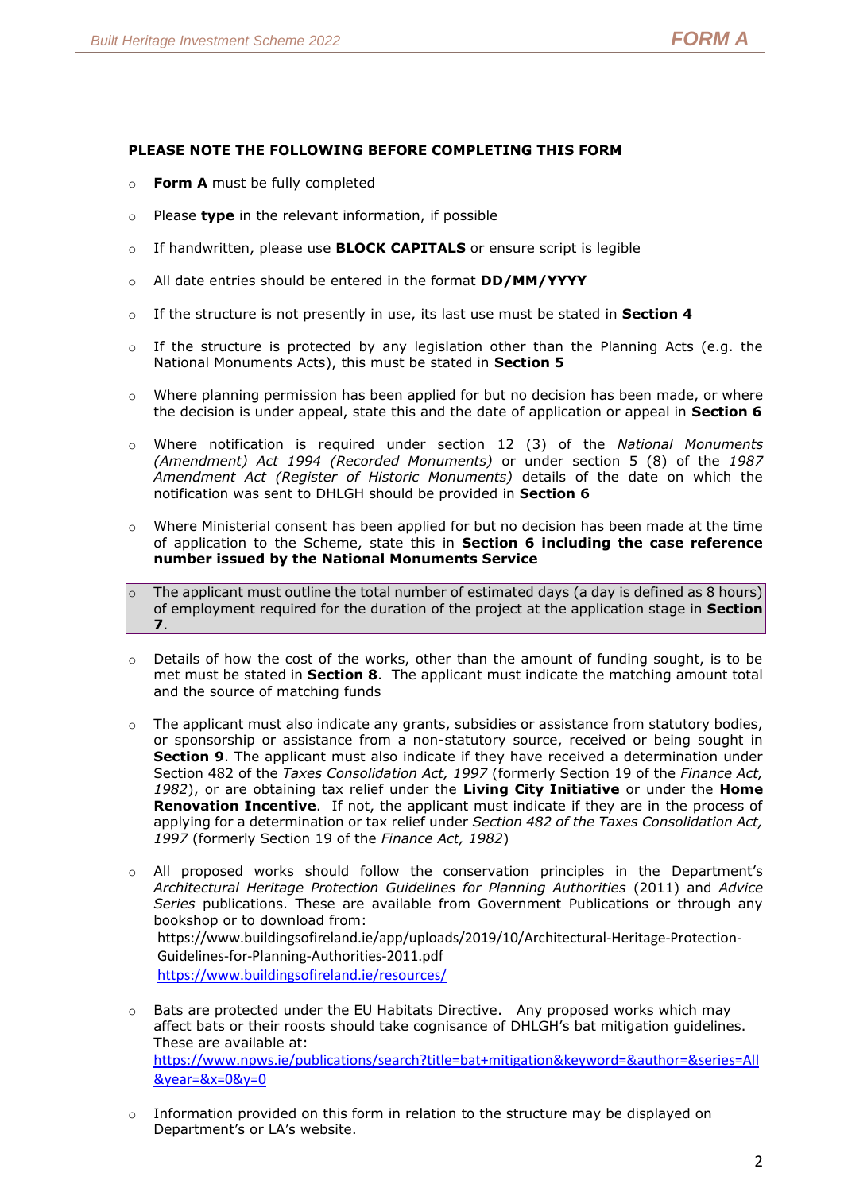**PLEASE NOTE THE FOLLOWING BEFORE COMPLETING THIS FORM**

- **Form A** must be fully completed
- Please **type** in the relevant information, if possible
- If handwritten, please use **BLOCK CAPITALS** or ensure script is legible
- All date entries should be entered in the format **DD/MM/YYYY**
- If the structure is not presently in use, its last use must be stated in **Section 4**
- If the structure is protected by any legislation other than the Planning Acts (e.g. the National Monuments Acts), this must be stated in **Section 5**
- Where planning permission has been applied for but no decision has been made, or where the decision is under appeal, state this and the date of application or appeal in **Section 6**
- Where notification is required under section 12 (3) of the *National Monuments (Amendment) Act 1994 (Recorded Monuments)* or under section 5 (8) of the *1987 Amendment Act (Register of Historic Monuments)* details of the date on which the notification was sent to DHLGH should be provided in **Section 6**
- Where Ministerial consent has been applied for but no decision has been made at the time of application to the Scheme, state this in **Section 6 including the case reference number issued by the National Monuments Service**
- The applicant must outline the total number of estimated days (a day is defined as 8 hours) of employment required for the duration of the project at the application stage in **Section 7**.
- Details of how the cost of the works, other than the amount of funding sought, is to be met must be stated in **Section 8**. The applicant must indicate the matching amount total and the source of matching funds
- The applicant must also indicate any grants, subsidies or assistance from statutory bodies, or sponsorship or assistance from a non-statutory source, received or being sought in **Section 9**. The applicant must also indicate if they have received a determination under Section 482 of the *Taxes Consolidation Act, 1997* (formerly Section 19 of the *Finance Act, 1982*), or are obtaining tax relief under the **Living City Initiative** or under the **Home Renovation Incentive**. If not, the applicant must indicate if they are in the process of applying for a determination or tax relief under *Section 482 of the Taxes Consolidation Act, 1997* (formerly Section 19 of the *Finance Act, 1982*)
- All proposed works should follow the conservation principles in the Department's *Architectural Heritage Protection Guidelines for Planning Authorities* (2011) and *Advice Series* publications. These are available from Government Publications or through any bookshop or to download from:
  https://www.buildingsofireland.ie/app/uploads/2019/10/Architectural-Heritage-Protection-Guidelines-for-Planning-Authorities-2011.pdf
  https://www.buildingsofireland.ie/resources/
- Bats are protected under the EU Habitats Directive. Any proposed works which may affect bats or their roosts should take cognisance of DHLGH's bat mitigation guidelines. These are available at:
  https://www.npws.ie/publications/search?title=bat+mitigation&keyword=&author=&series=All&year=&x=0&y=0
- Information provided on this form in relation to the structure may be displayed on Department's or LA's website.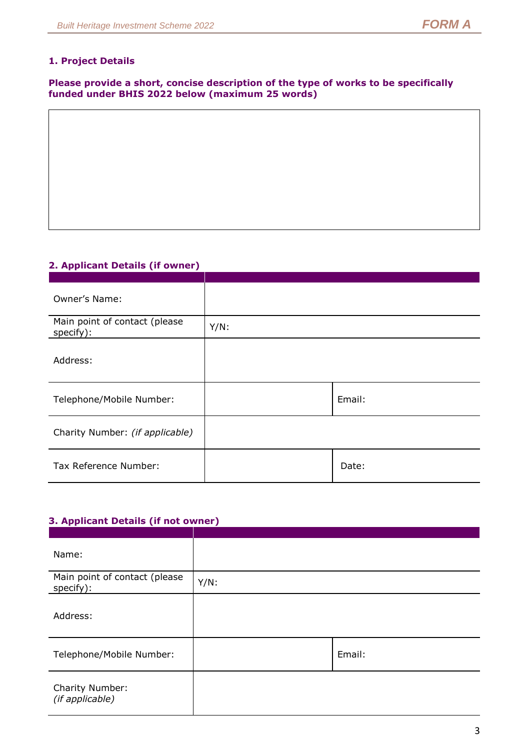### 1. Project Details

**Please provide a short, concise description of the type of works to be specifically funded under BHIS 2022 below (maximum 25 words)**

| |
|---|
| |

### 2. Applicant Details (if owner)

| | | |
|---|---|---|
| Owner's Name: | | |
| Main point of contact (please specify): | Y/N: | |
| Address: | | |
| Telephone/Mobile Number: | | Email: |
| Charity Number: *(if applicable)* | | |
| Tax Reference Number: | | Date: |

### 3. Applicant Details (if not owner)

| | | |
|---|---|---|
| Name: | | |
| Main point of contact (please specify): | Y/N: | |
| Address: | | |
| Telephone/Mobile Number: | | Email: |
| Charity Number: *(if applicable)* | | |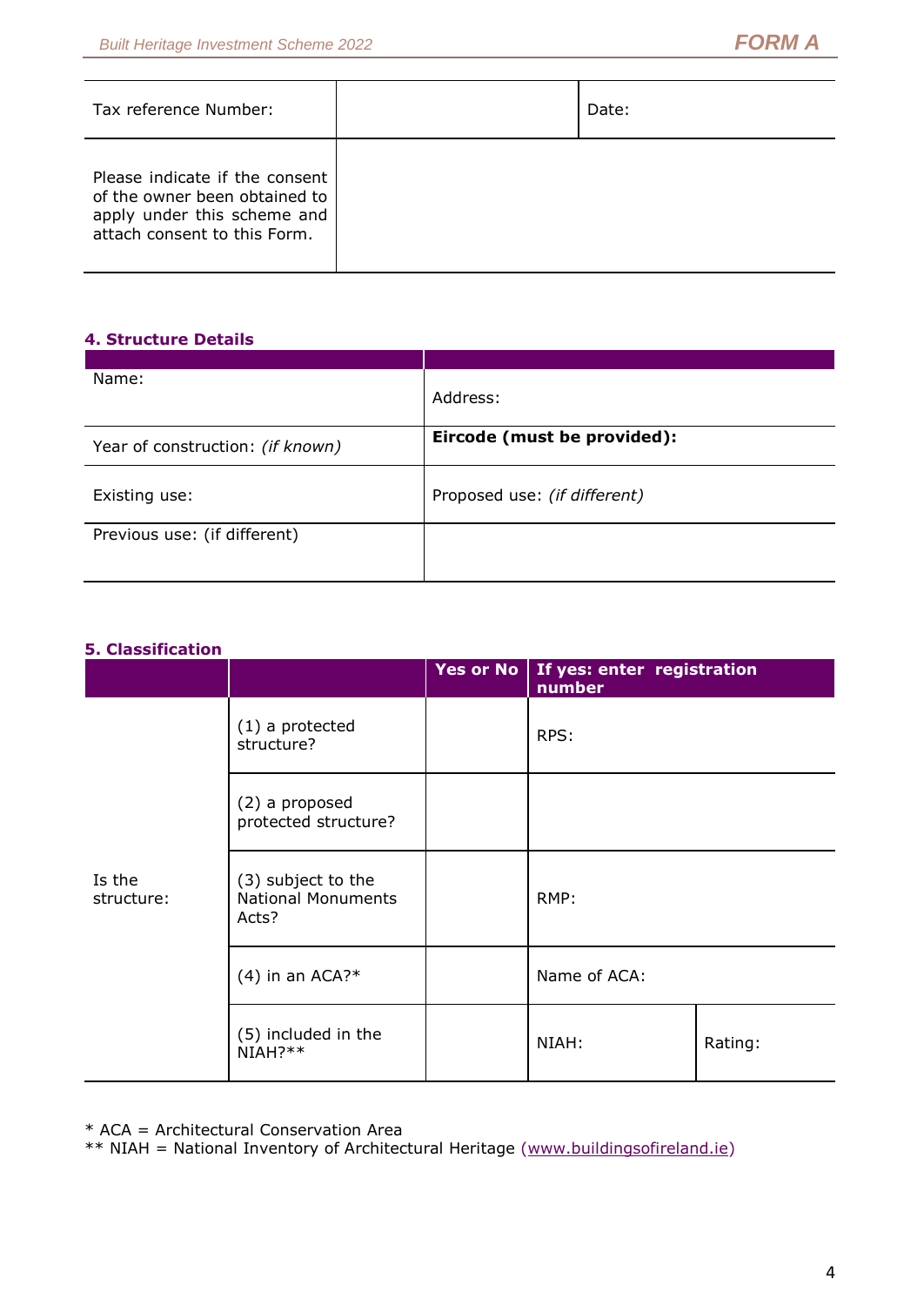| Tax reference Number: | | Date: |
|---|---|---|
| Please indicate if the consent of the owner been obtained to apply under this scheme and attach consent to this Form. | | |

### 4. Structure Details

| | |
|---|---|
| Name: | Address: |
| Year of construction: *(if known)* | **Eircode (must be provided):** |
| Existing use: | Proposed use: *(if different)* |
| Previous use: (if different) | |

### 5. Classification

| | | Yes or No | If yes: enter registration number | |
|---|---|---|---|---|
| Is the structure: | (1) a protected structure? | | RPS: | |
| | (2) a proposed protected structure? | | | |
| | (3) subject to the National Monuments Acts? | | RMP: | |
| | (4) in an ACA?* | | Name of ACA: | |
| | (5) included in the NIAH?** | | NIAH: | Rating: |

\* ACA = Architectural Conservation Area
** NIAH = National Inventory of Architectural Heritage (www.buildingsofireland.ie)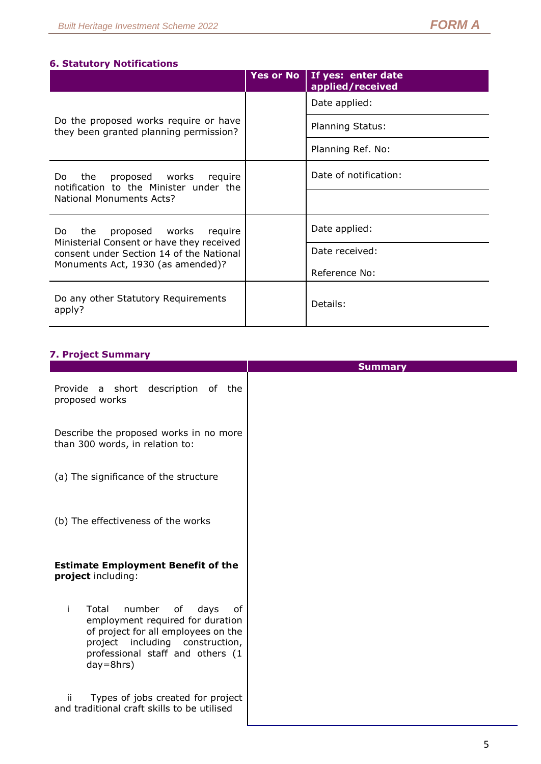### 6. Statutory Notifications

| | Yes or No | If yes: enter date applied/received |
|---|---|---|
| Do the proposed works require or have they been granted planning permission? | | Date applied: |
| | | Planning Status: |
| | | Planning Ref. No: |
| Do the proposed works require notification to the Minister under the National Monuments Acts? | | Date of notification: |
| | | |
| Do the proposed works require Ministerial Consent or have they received consent under Section 14 of the National Monuments Act, 1930 (as amended)? | | Date applied: |
| | | Date received: Reference No: |
| Do any other Statutory Requirements apply? | | Details: |

### 7. Project Summary

| | Summary |
|---|---|
| Provide a short description of the proposed works<br><br>Describe the proposed works in no more than 300 words, in relation to:<br><br>(a) The significance of the structure<br><br>(b) The effectiveness of the works<br><br>**Estimate Employment Benefit of the project** including:<br><br>i Total number of days of employment required for duration of project for all employees on the project including construction, professional staff and others (1 day=8hrs)<br><br>ii Types of jobs created for project and traditional craft skills to be utilised | |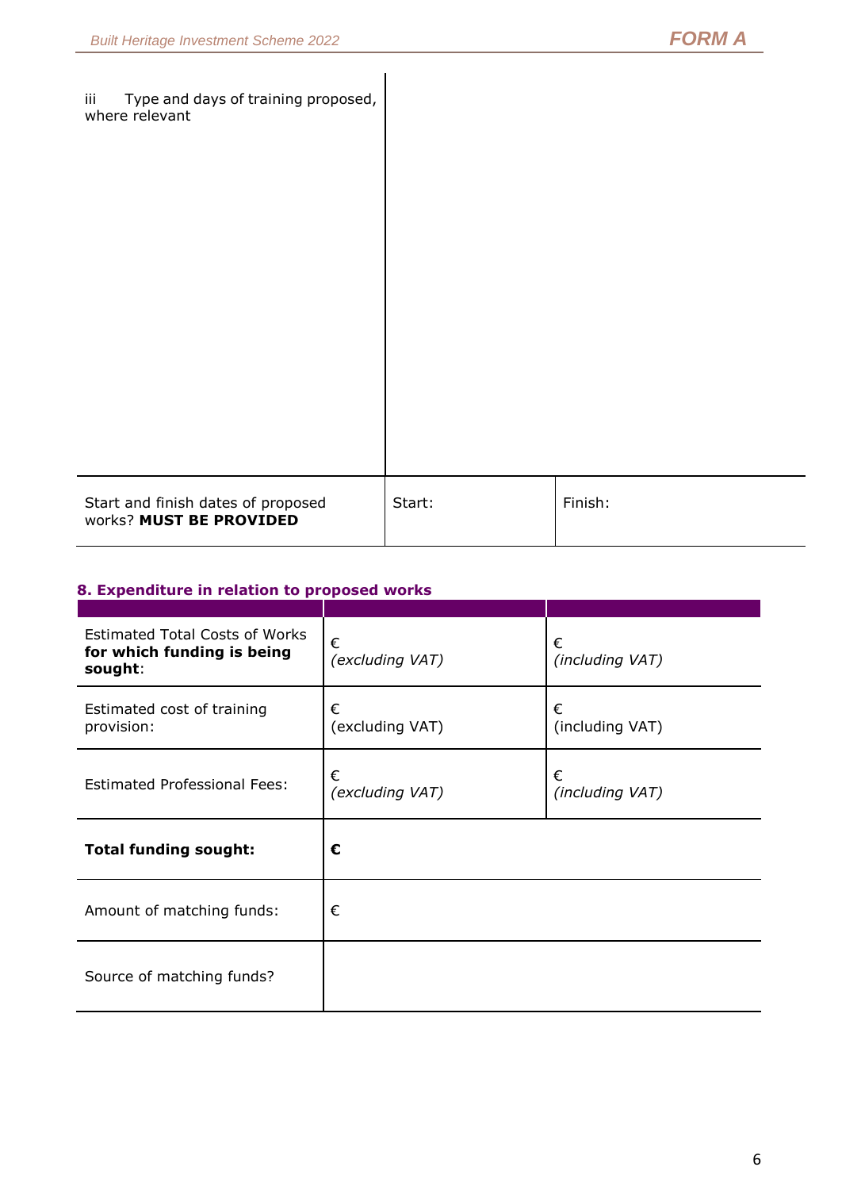| iii Type and days of training proposed, where relevant | | |
|---|---|---|
| Start and finish dates of proposed works? **MUST BE PROVIDED** | Start: | Finish: |

### 8. Expenditure in relation to proposed works

| | | |
|---|---|---|
| Estimated Total Costs of Works **for which funding is being sought**: | € *(excluding VAT)* | € *(including VAT)* |
| Estimated cost of training provision: | € (excluding VAT) | € (including VAT) |
| Estimated Professional Fees: | € *(excluding VAT)* | € *(including VAT)* |
| **Total funding sought:** | **€** | |
| Amount of matching funds: | € | |
| Source of matching funds? | | |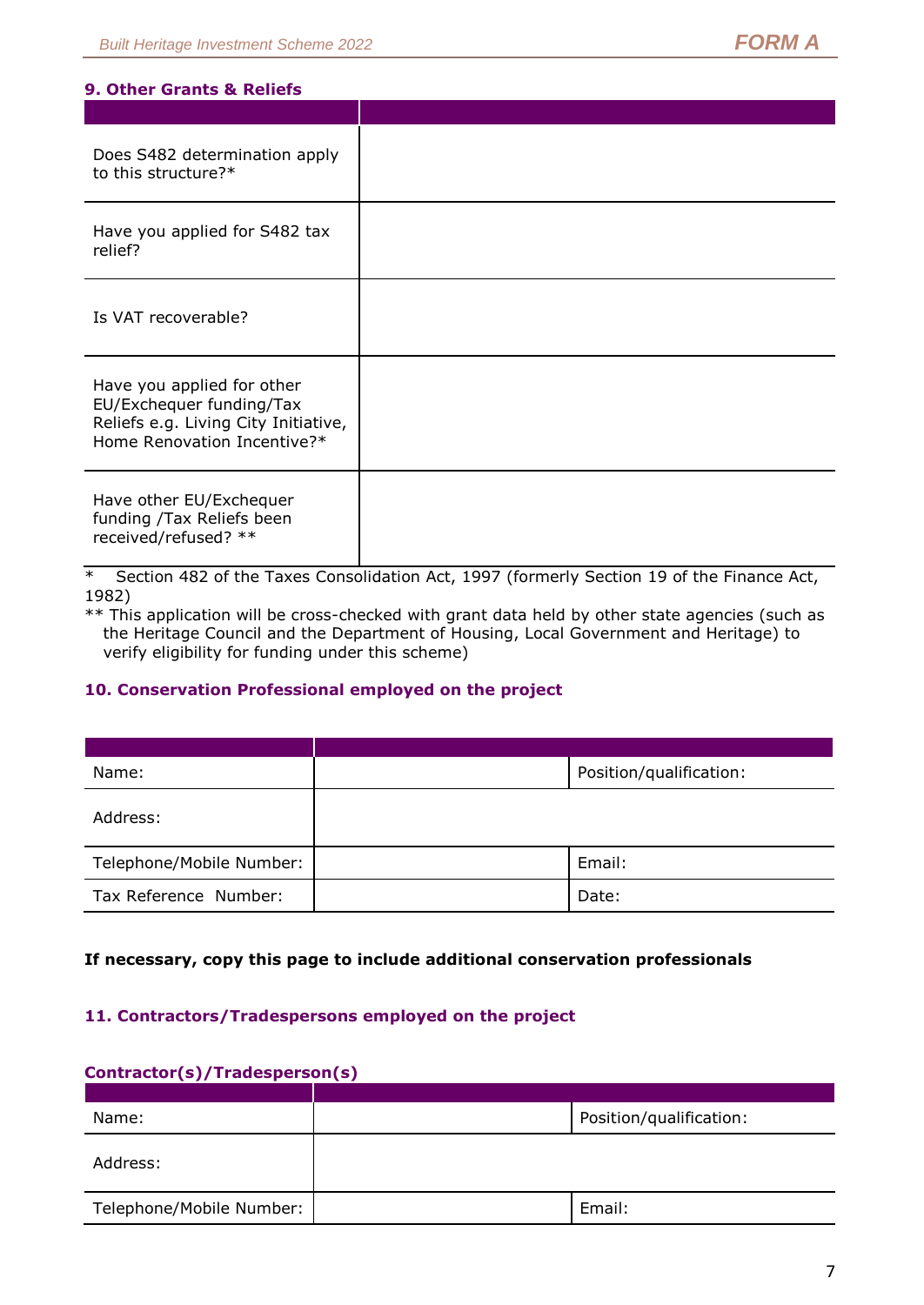### 9. Other Grants & Reliefs

| | |
|---|---|
| Does S482 determination apply to this structure?* | |
| Have you applied for S482 tax relief? | |
| Is VAT recoverable? | |
| Have you applied for other EU/Exchequer funding/Tax Reliefs e.g. Living City Initiative, Home Renovation Incentive?* | |
| Have other EU/Exchequer funding /Tax Reliefs been received/refused? ** | |

\* Section 482 of the Taxes Consolidation Act, 1997 (formerly Section 19 of the Finance Act, 1982)

** This application will be cross-checked with grant data held by other state agencies (such as the Heritage Council and the Department of Housing, Local Government and Heritage) to verify eligibility for funding under this scheme)

### 10. Conservation Professional employed on the project

| | | |
|---|---|---|
| Name: | | Position/qualification: |
| Address: | | |
| Telephone/Mobile Number: | | Email: |
| Tax Reference Number: | | Date: |

**If necessary, copy this page to include additional conservation professionals**

### 11. Contractors/Tradespersons employed on the project

#### Contractor(s)/Tradesperson(s)

| | | |
|---|---|---|
| Name: | | Position/qualification: |
| Address: | | |
| Telephone/Mobile Number: | | Email: |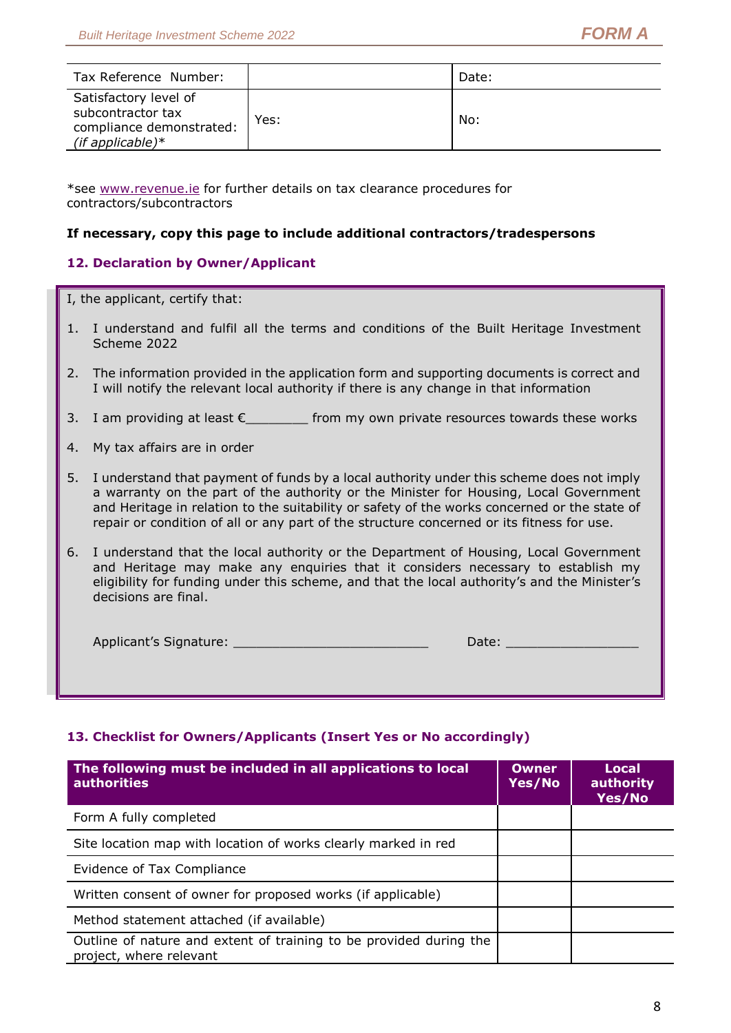| Tax Reference Number: | | Date: |
|---|---|---|
| Satisfactory level of subcontractor tax compliance demonstrated: *(if applicable)** | Yes: | No: |

*see www.revenue.ie for further details on tax clearance procedures for contractors/subcontractors

**If necessary, copy this page to include additional contractors/tradespersons**

### 12. Declaration by Owner/Applicant

I, the applicant, certify that:

1. I understand and fulfil all the terms and conditions of the Built Heritage Investment Scheme 2022
2. The information provided in the application form and supporting documents is correct and I will notify the relevant local authority if there is any change in that information
3. I am providing at least €________ from my own private resources towards these works
4. My tax affairs are in order
5. I understand that payment of funds by a local authority under this scheme does not imply a warranty on the part of the authority or the Minister for Housing, Local Government and Heritage in relation to the suitability or safety of the works concerned or the state of repair or condition of all or any part of the structure concerned or its fitness for use.
6. I understand that the local authority or the Department of Housing, Local Government and Heritage may make any enquiries that it considers necessary to establish my eligibility for funding under this scheme, and that the local authority's and the Minister's decisions are final.

Applicant's Signature: _________________________ Date: _________________

### 13. Checklist for Owners/Applicants (Insert Yes or No accordingly)

| The following must be included in all applications to local authorities | Owner Yes/No | Local authority Yes/No |
|---|---|---|
| Form A fully completed | | |
| Site location map with location of works clearly marked in red | | |
| Evidence of Tax Compliance | | |
| Written consent of owner for proposed works (if applicable) | | |
| Method statement attached (if available) | | |
| Outline of nature and extent of training to be provided during the project, where relevant | | |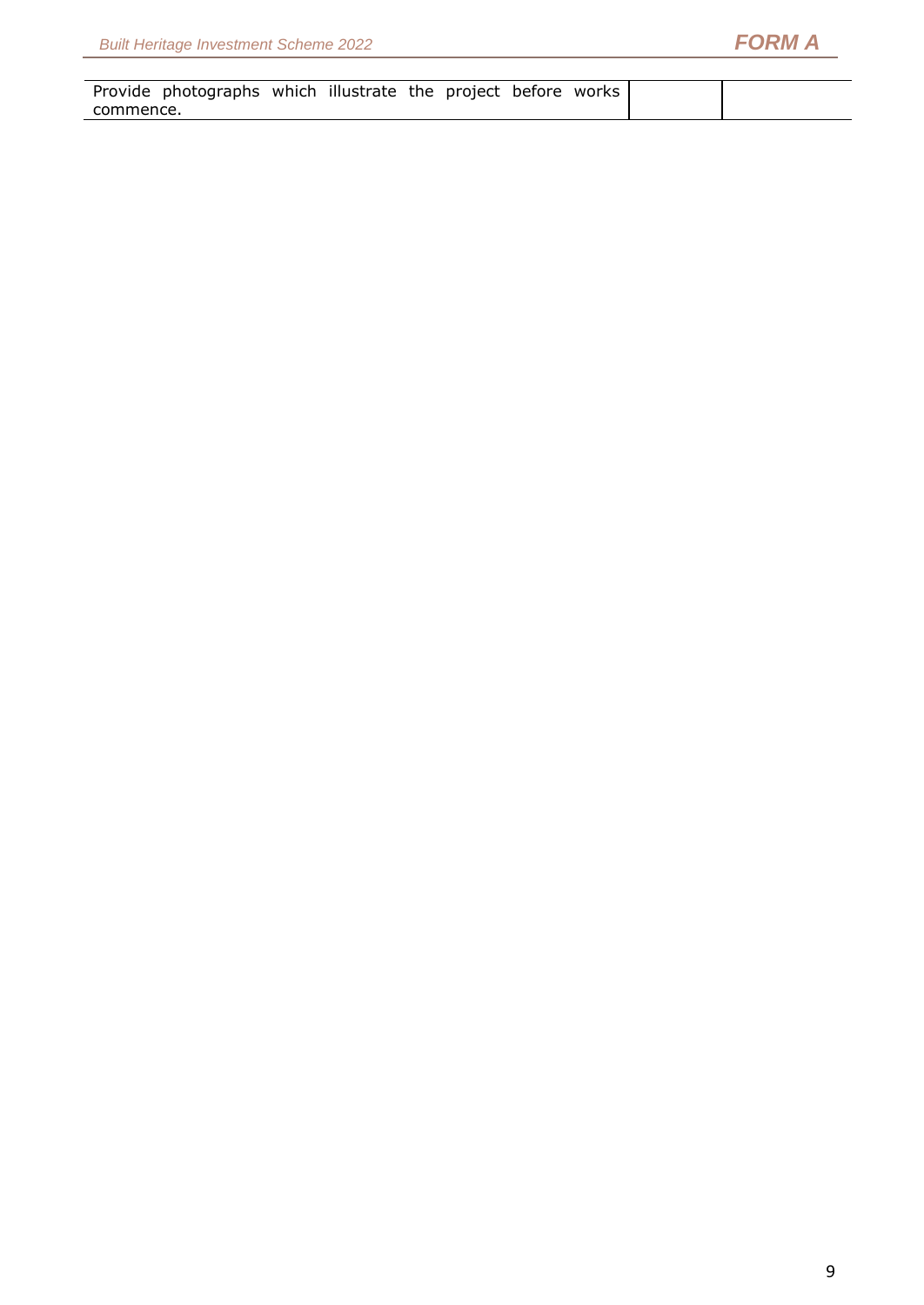| | | |
|---|---|---|
| Provide photographs which illustrate the project before works commence. | | |